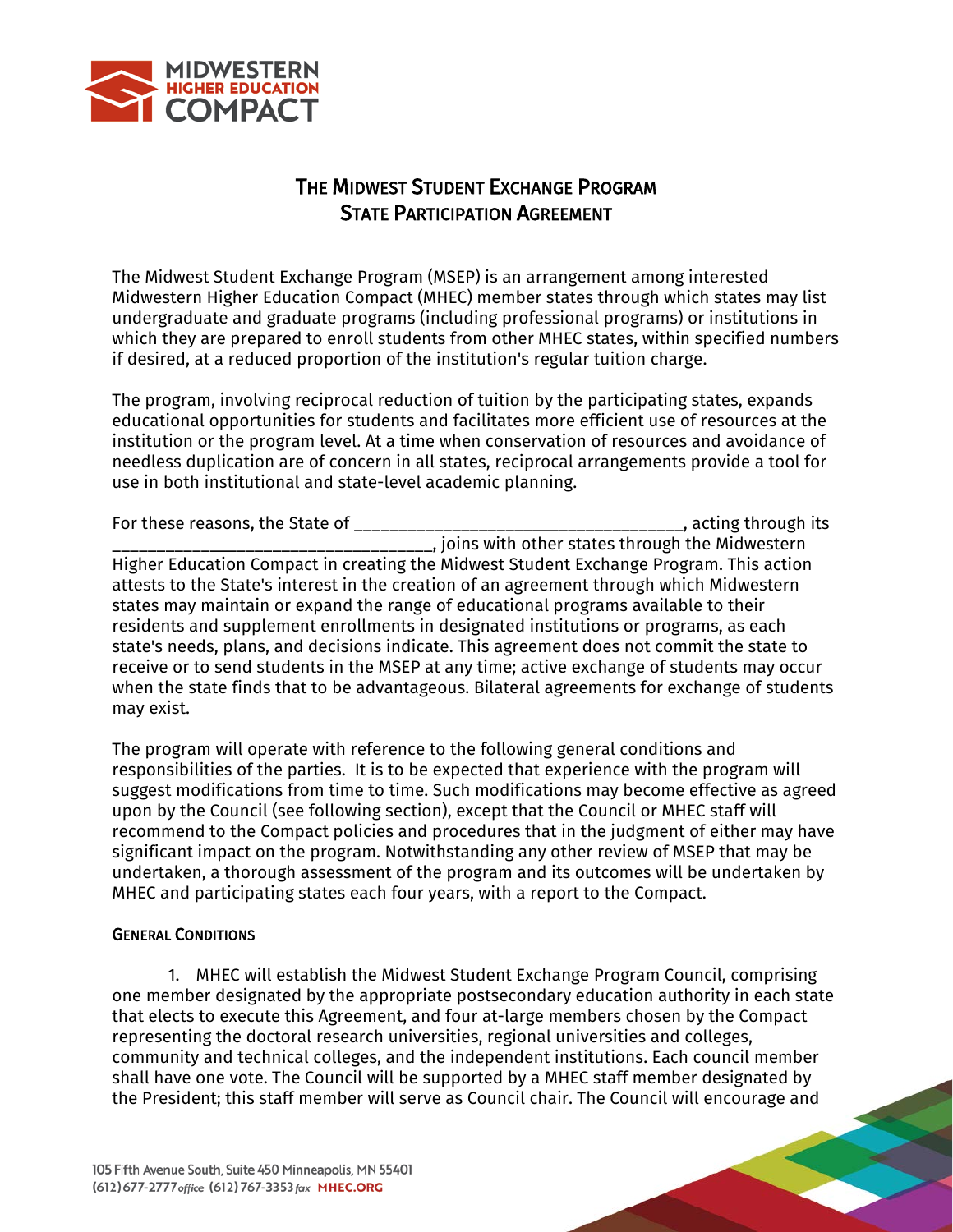# The Midwest Student Exchange Program
## State Participation Agreement

The Midwest Student Exchange Program (MSEP) is an arrangement among interested Midwestern Higher Education Compact (MHEC) member states through which states may list undergraduate and graduate programs (including professional programs) or institutions in which they are prepared to enroll students from other MHEC states, within specified numbers if desired, at a reduced proportion of the institution's regular tuition charge.

The program, involving reciprocal reduction of tuition by the participating states, expands educational opportunities for students and facilitates more efficient use of resources at the institution or the program level. At a time when conservation of resources and avoidance of needless duplication are of concern in all states, reciprocal arrangements provide a tool for use in both institutional and state-level academic planning.

For these reasons, the State of ___________________________________, acting through its ___________________________________, joins with other states through the Midwestern Higher Education Compact in creating the Midwest Student Exchange Program. This action attests to the State's interest in the creation of an agreement through which Midwestern states may maintain or expand the range of educational programs available to their residents and supplement enrollments in designated institutions or programs, as each state's needs, plans, and decisions indicate. This agreement does not commit the state to receive or to send students in the MSEP at any time; active exchange of students may occur when the state finds that to be advantageous. Bilateral agreements for exchange of students may exist.

The program will operate with reference to the following general conditions and responsibilities of the parties. It is to be expected that experience with the program will suggest modifications from time to time. Such modifications may become effective as agreed upon by the Council (see following section), except that the Council or MHEC staff will recommend to the Compact policies and procedures that in the judgment of either may have significant impact on the program. Notwithstanding any other review of MSEP that may be undertaken, a thorough assessment of the program and its outcomes will be undertaken by MHEC and participating states each four years, with a report to the Compact.

### General Conditions

1. MHEC will establish the Midwest Student Exchange Program Council, comprising one member designated by the appropriate postsecondary education authority in each state that elects to execute this Agreement, and four at-large members chosen by the Compact representing the doctoral research universities, regional universities and colleges, community and technical colleges, and the independent institutions. Each council member shall have one vote. The Council will be supported by a MHEC staff member designated by the President; this staff member will serve as Council chair. The Council will encourage and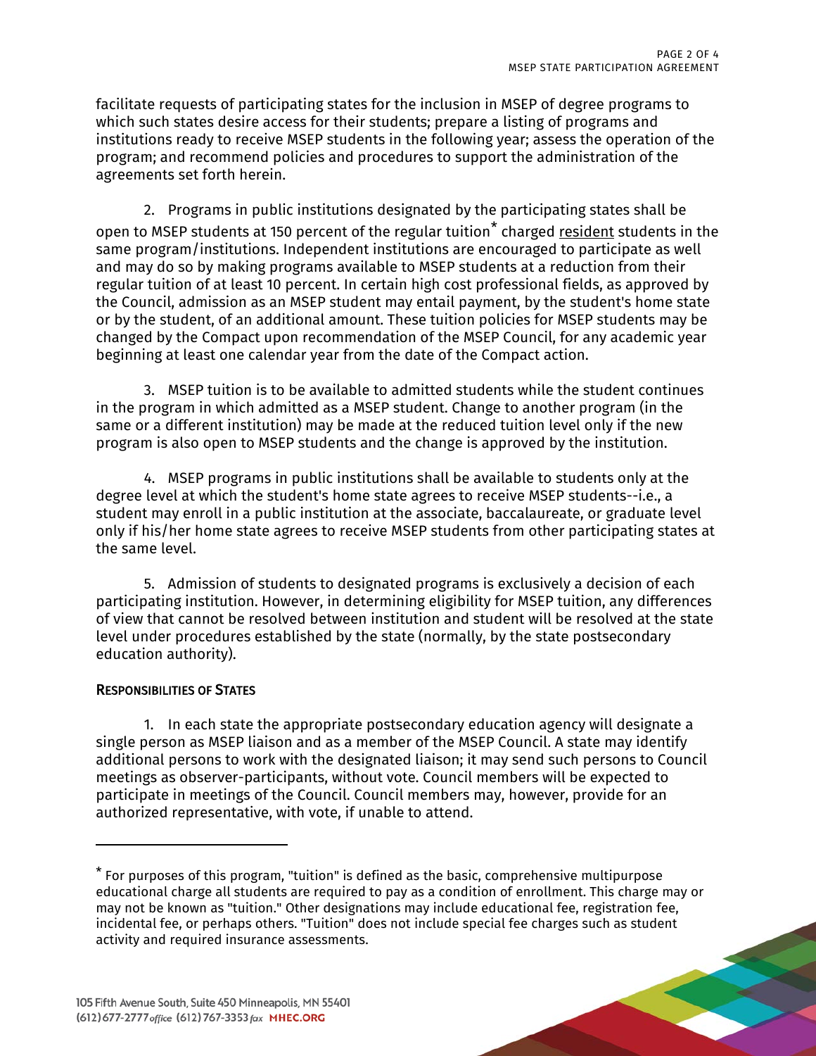facilitate requests of participating states for the inclusion in MSEP of degree programs to which such states desire access for their students; prepare a listing of programs and institutions ready to receive MSEP students in the following year; assess the operation of the program; and recommend policies and procedures to support the administration of the agreements set forth herein.

2. Programs in public institutions designated by the participating states shall be open to MSEP students at 150 percent of the regular tuition* charged resident students in the same program/institutions. Independent institutions are encouraged to participate as well and may do so by making programs available to MSEP students at a reduction from their regular tuition of at least 10 percent. In certain high cost professional fields, as approved by the Council, admission as an MSEP student may entail payment, by the student's home state or by the student, of an additional amount. These tuition policies for MSEP students may be changed by the Compact upon recommendation of the MSEP Council, for any academic year beginning at least one calendar year from the date of the Compact action.

3. MSEP tuition is to be available to admitted students while the student continues in the program in which admitted as a MSEP student. Change to another program (in the same or a different institution) may be made at the reduced tuition level only if the new program is also open to MSEP students and the change is approved by the institution.

4. MSEP programs in public institutions shall be available to students only at the degree level at which the student's home state agrees to receive MSEP students--i.e., a student may enroll in a public institution at the associate, baccalaureate, or graduate level only if his/her home state agrees to receive MSEP students from other participating states at the same level.

5. Admission of students to designated programs is exclusively a decision of each participating institution. However, in determining eligibility for MSEP tuition, any differences of view that cannot be resolved between institution and student will be resolved at the state level under procedures established by the state (normally, by the state postsecondary education authority).

## Responsibilities of States

1. In each state the appropriate postsecondary education agency will designate a single person as MSEP liaison and as a member of the MSEP Council. A state may identify additional persons to work with the designated liaison; it may send such persons to Council meetings as observer-participants, without vote. Council members will be expected to participate in meetings of the Council. Council members may, however, provide for an authorized representative, with vote, if unable to attend.

---

* For purposes of this program, "tuition" is defined as the basic, comprehensive multipurpose educational charge all students are required to pay as a condition of enrollment. This charge may or may not be known as "tuition." Other designations may include educational fee, registration fee, incidental fee, or perhaps others. "Tuition" does not include special fee charges such as student activity and required insurance assessments.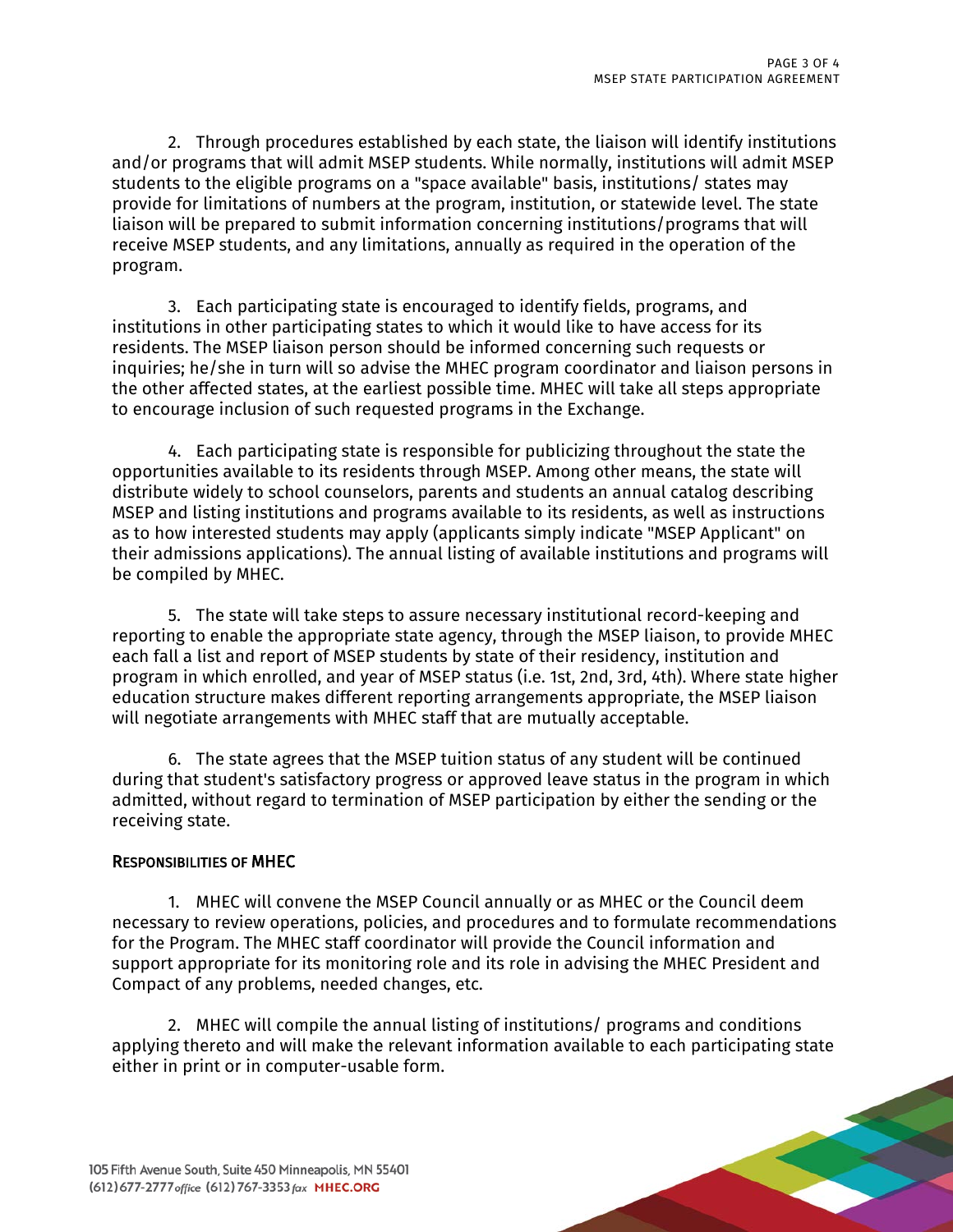2. Through procedures established by each state, the liaison will identify institutions and/or programs that will admit MSEP students. While normally, institutions will admit MSEP students to the eligible programs on a "space available" basis, institutions/ states may provide for limitations of numbers at the program, institution, or statewide level. The state liaison will be prepared to submit information concerning institutions/programs that will receive MSEP students, and any limitations, annually as required in the operation of the program.

3. Each participating state is encouraged to identify fields, programs, and institutions in other participating states to which it would like to have access for its residents. The MSEP liaison person should be informed concerning such requests or inquiries; he/she in turn will so advise the MHEC program coordinator and liaison persons in the other affected states, at the earliest possible time. MHEC will take all steps appropriate to encourage inclusion of such requested programs in the Exchange.

4. Each participating state is responsible for publicizing throughout the state the opportunities available to its residents through MSEP. Among other means, the state will distribute widely to school counselors, parents and students an annual catalog describing MSEP and listing institutions and programs available to its residents, as well as instructions as to how interested students may apply (applicants simply indicate "MSEP Applicant" on their admissions applications). The annual listing of available institutions and programs will be compiled by MHEC.

5. The state will take steps to assure necessary institutional record-keeping and reporting to enable the appropriate state agency, through the MSEP liaison, to provide MHEC each fall a list and report of MSEP students by state of their residency, institution and program in which enrolled, and year of MSEP status (i.e. 1st, 2nd, 3rd, 4th). Where state higher education structure makes different reporting arrangements appropriate, the MSEP liaison will negotiate arrangements with MHEC staff that are mutually acceptable.

6. The state agrees that the MSEP tuition status of any student will be continued during that student's satisfactory progress or approved leave status in the program in which admitted, without regard to termination of MSEP participation by either the sending or the receiving state.

## Responsibilities of MHEC

1. MHEC will convene the MSEP Council annually or as MHEC or the Council deem necessary to review operations, policies, and procedures and to formulate recommendations for the Program. The MHEC staff coordinator will provide the Council information and support appropriate for its monitoring role and its role in advising the MHEC President and Compact of any problems, needed changes, etc.

2. MHEC will compile the annual listing of institutions/ programs and conditions applying thereto and will make the relevant information available to each participating state either in print or in computer-usable form.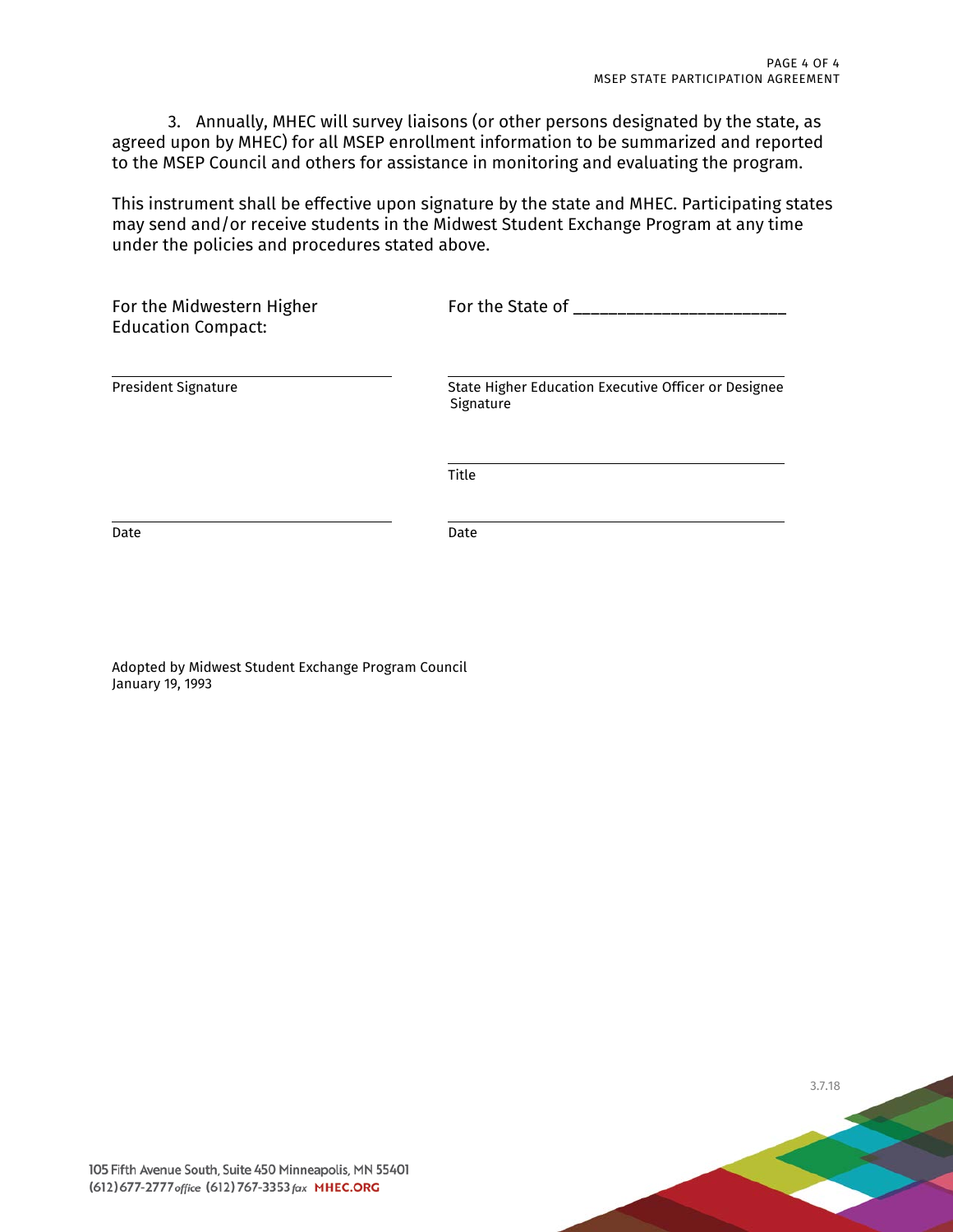3. Annually, MHEC will survey liaisons (or other persons designated by the state, as agreed upon by MHEC) for all MSEP enrollment information to be summarized and reported to the MSEP Council and others for assistance in monitoring and evaluating the program.

This instrument shall be effective upon signature by the state and MHEC. Participating states may send and/or receive students in the Midwest Student Exchange Program at any time under the policies and procedures stated above.

For the Midwestern Higher Education Compact:

_______________________________
President Signature

_______________________________
Date

For the State of _______________________

_______________________________
State Higher Education Executive Officer or Designee Signature

_______________________________
Title

_______________________________
Date

Adopted by Midwest Student Exchange Program Council
January 19, 1993

3.7.18

105 Fifth Avenue South, Suite 450 Minneapolis, MN 55401
(612) 677-2777 *office* (612) 767-3353 *fax* MHEC.ORG